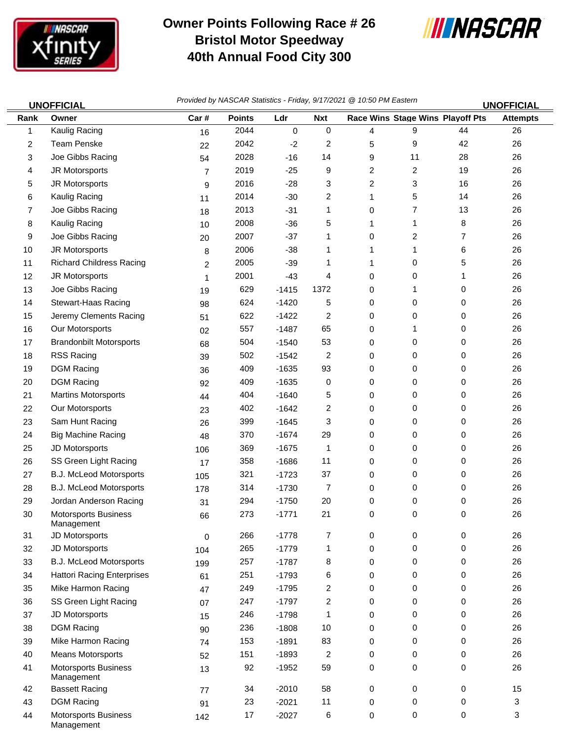# Owner Points Following Race # 26
## Bristol Motor Speedway
## 40th Annual Food City 300

**UNOFFICIAL** *Provided by NASCAR Statistics - Friday, 9/17/2021 @ 10:50 PM Eastern* **UNOFFICIAL**

| Rank | Owner | Car # | Points | Ldr | Nxt | Race Wins | Stage Wins | Playoff Pts | Attempts |
|---|---|---|---|---|---|---|---|---|---|
| 1 | Kaulig Racing | 16 | 2044 | 0 | 0 | 4 | 9 | 44 | 26 |
| 2 | Team Penske | 22 | 2042 | -2 | 2 | 5 | 9 | 42 | 26 |
| 3 | Joe Gibbs Racing | 54 | 2028 | -16 | 14 | 9 | 11 | 28 | 26 |
| 4 | JR Motorsports | 7 | 2019 | -25 | 9 | 2 | 2 | 19 | 26 |
| 5 | JR Motorsports | 9 | 2016 | -28 | 3 | 2 | 3 | 16 | 26 |
| 6 | Kaulig Racing | 11 | 2014 | -30 | 2 | 1 | 5 | 14 | 26 |
| 7 | Joe Gibbs Racing | 18 | 2013 | -31 | 1 | 0 | 7 | 13 | 26 |
| 8 | Kaulig Racing | 10 | 2008 | -36 | 5 | 1 | 1 | 8 | 26 |
| 9 | Joe Gibbs Racing | 20 | 2007 | -37 | 1 | 0 | 2 | 7 | 26 |
| 10 | JR Motorsports | 8 | 2006 | -38 | 1 | 1 | 1 | 6 | 26 |
| 11 | Richard Childress Racing | 2 | 2005 | -39 | 1 | 1 | 0 | 5 | 26 |
| 12 | JR Motorsports | 1 | 2001 | -43 | 4 | 0 | 0 | 1 | 26 |
| 13 | Joe Gibbs Racing | 19 | 629 | -1415 | 1372 | 0 | 1 | 0 | 26 |
| 14 | Stewart-Haas Racing | 98 | 624 | -1420 | 5 | 0 | 0 | 0 | 26 |
| 15 | Jeremy Clements Racing | 51 | 622 | -1422 | 2 | 0 | 0 | 0 | 26 |
| 16 | Our Motorsports | 02 | 557 | -1487 | 65 | 0 | 1 | 0 | 26 |
| 17 | Brandonbilt Motorsports | 68 | 504 | -1540 | 53 | 0 | 0 | 0 | 26 |
| 18 | RSS Racing | 39 | 502 | -1542 | 2 | 0 | 0 | 0 | 26 |
| 19 | DGM Racing | 36 | 409 | -1635 | 93 | 0 | 0 | 0 | 26 |
| 20 | DGM Racing | 92 | 409 | -1635 | 0 | 0 | 0 | 0 | 26 |
| 21 | Martins Motorsports | 44 | 404 | -1640 | 5 | 0 | 0 | 0 | 26 |
| 22 | Our Motorsports | 23 | 402 | -1642 | 2 | 0 | 0 | 0 | 26 |
| 23 | Sam Hunt Racing | 26 | 399 | -1645 | 3 | 0 | 0 | 0 | 26 |
| 24 | Big Machine Racing | 48 | 370 | -1674 | 29 | 0 | 0 | 0 | 26 |
| 25 | JD Motorsports | 106 | 369 | -1675 | 1 | 0 | 0 | 0 | 26 |
| 26 | SS Green Light Racing | 17 | 358 | -1686 | 11 | 0 | 0 | 0 | 26 |
| 27 | B.J. McLeod Motorsports | 105 | 321 | -1723 | 37 | 0 | 0 | 0 | 26 |
| 28 | B.J. McLeod Motorsports | 178 | 314 | -1730 | 7 | 0 | 0 | 0 | 26 |
| 29 | Jordan Anderson Racing | 31 | 294 | -1750 | 20 | 0 | 0 | 0 | 26 |
| 30 | Motorsports Business Management | 66 | 273 | -1771 | 21 | 0 | 0 | 0 | 26 |
| 31 | JD Motorsports | 0 | 266 | -1778 | 7 | 0 | 0 | 0 | 26 |
| 32 | JD Motorsports | 104 | 265 | -1779 | 1 | 0 | 0 | 0 | 26 |
| 33 | B.J. McLeod Motorsports | 199 | 257 | -1787 | 8 | 0 | 0 | 0 | 26 |
| 34 | Hattori Racing Enterprises | 61 | 251 | -1793 | 6 | 0 | 0 | 0 | 26 |
| 35 | Mike Harmon Racing | 47 | 249 | -1795 | 2 | 0 | 0 | 0 | 26 |
| 36 | SS Green Light Racing | 07 | 247 | -1797 | 2 | 0 | 0 | 0 | 26 |
| 37 | JD Motorsports | 15 | 246 | -1798 | 1 | 0 | 0 | 0 | 26 |
| 38 | DGM Racing | 90 | 236 | -1808 | 10 | 0 | 0 | 0 | 26 |
| 39 | Mike Harmon Racing | 74 | 153 | -1891 | 83 | 0 | 0 | 0 | 26 |
| 40 | Means Motorsports | 52 | 151 | -1893 | 2 | 0 | 0 | 0 | 26 |
| 41 | Motorsports Business Management | 13 | 92 | -1952 | 59 | 0 | 0 | 0 | 26 |
| 42 | Bassett Racing | 77 | 34 | -2010 | 58 | 0 | 0 | 0 | 15 |
| 43 | DGM Racing | 91 | 23 | -2021 | 11 | 0 | 0 | 0 | 3 |
| 44 | Motorsports Business Management | 142 | 17 | -2027 | 6 | 0 | 0 | 0 | 3 |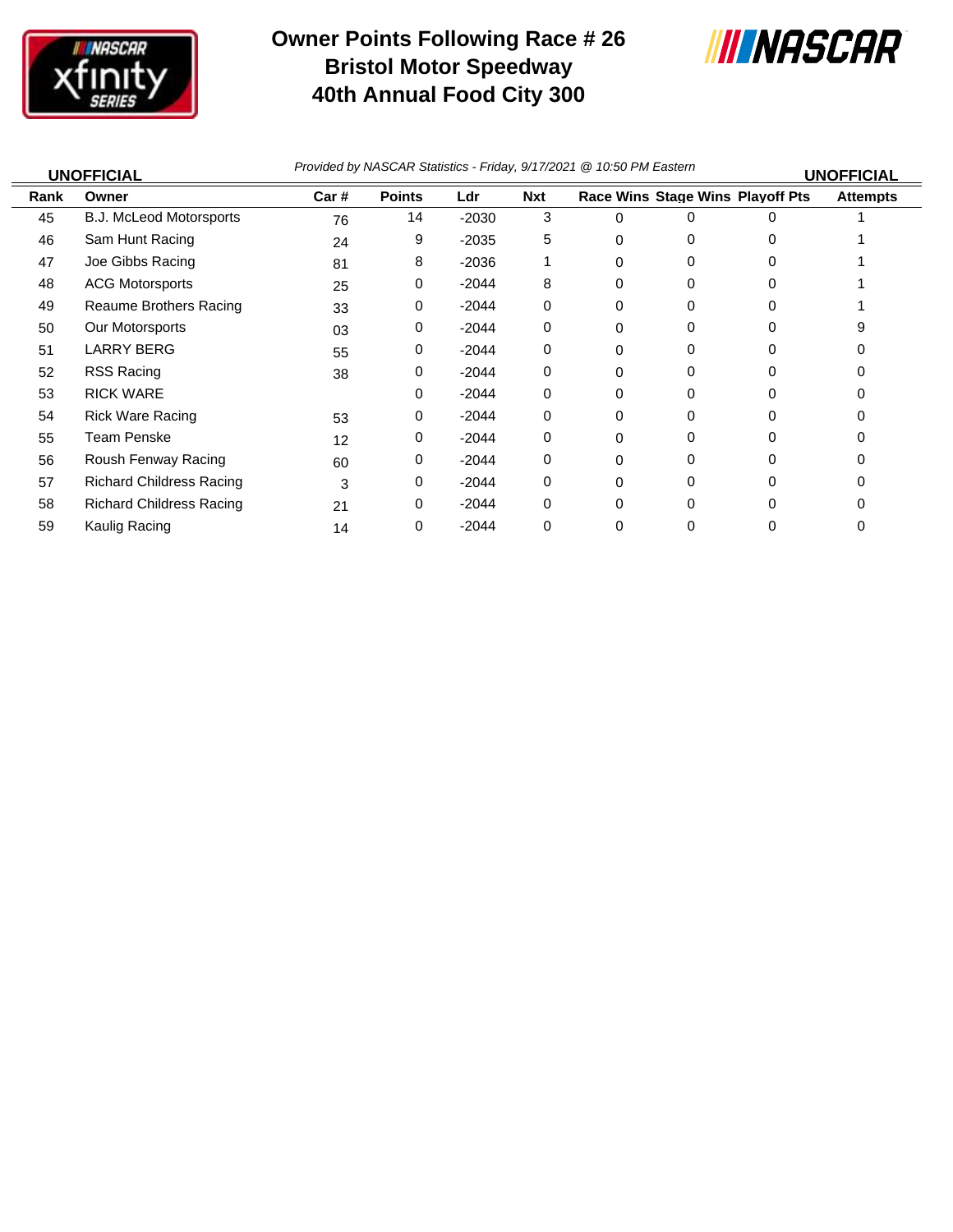# Owner Points Following Race # 26
## Bristol Motor Speedway
## 40th Annual Food City 300

UNOFFICIAL

*Provided by NASCAR Statistics - Friday, 9/17/2021 @ 10:50 PM Eastern*

UNOFFICIAL

| Rank | Owner | Car # | Points | Ldr | Nxt | Race Wins | Stage Wins | Playoff Pts | Attempts |
|---|---|---|---|---|---|---|---|---|---|
| 45 | B.J. McLeod Motorsports | 76 | 14 | -2030 | 3 | 0 | 0 | 0 | 1 |
| 46 | Sam Hunt Racing | 24 | 9 | -2035 | 5 | 0 | 0 | 0 | 1 |
| 47 | Joe Gibbs Racing | 81 | 8 | -2036 | 1 | 0 | 0 | 0 | 1 |
| 48 | ACG Motorsports | 25 | 0 | -2044 | 8 | 0 | 0 | 0 | 1 |
| 49 | Reaume Brothers Racing | 33 | 0 | -2044 | 0 | 0 | 0 | 0 | 1 |
| 50 | Our Motorsports | 03 | 0 | -2044 | 0 | 0 | 0 | 0 | 9 |
| 51 | LARRY BERG | 55 | 0 | -2044 | 0 | 0 | 0 | 0 | 0 |
| 52 | RSS Racing | 38 | 0 | -2044 | 0 | 0 | 0 | 0 | 0 |
| 53 | RICK WARE | | 0 | -2044 | 0 | 0 | 0 | 0 | 0 |
| 54 | Rick Ware Racing | 53 | 0 | -2044 | 0 | 0 | 0 | 0 | 0 |
| 55 | Team Penske | 12 | 0 | -2044 | 0 | 0 | 0 | 0 | 0 |
| 56 | Roush Fenway Racing | 60 | 0 | -2044 | 0 | 0 | 0 | 0 | 0 |
| 57 | Richard Childress Racing | 3 | 0 | -2044 | 0 | 0 | 0 | 0 | 0 |
| 58 | Richard Childress Racing | 21 | 0 | -2044 | 0 | 0 | 0 | 0 | 0 |
| 59 | Kaulig Racing | 14 | 0 | -2044 | 0 | 0 | 0 | 0 | 0 |